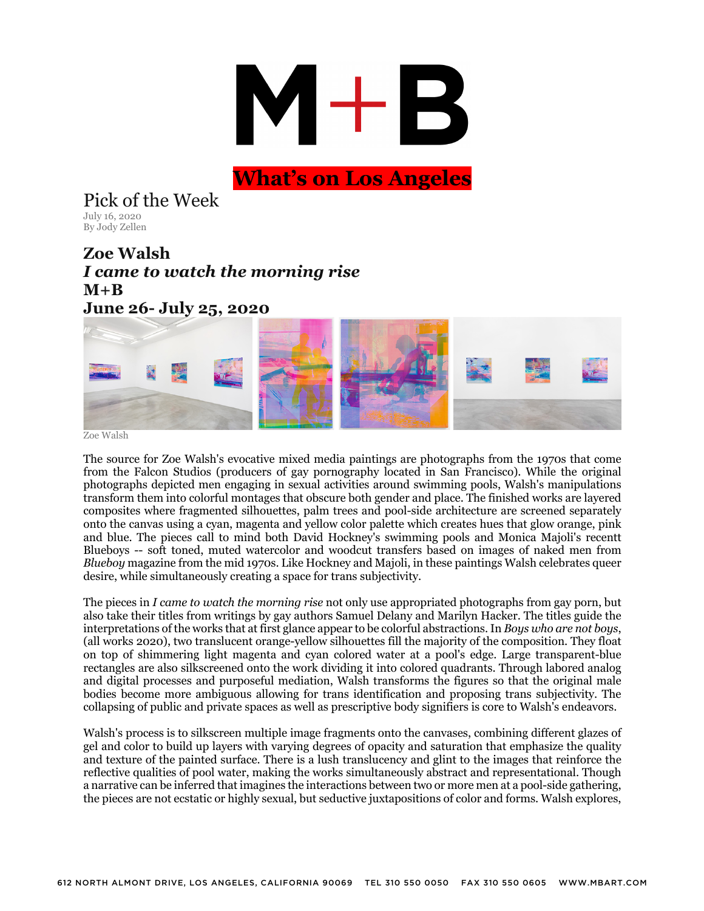# M+B

## What's on Los Angeles

## Pick of the Week

July 16, 2020
By Jody Zellen

### Zoe Walsh
### *I came to watch the morning rise*
### M+B
### June 26- July 25, 2020

Zoe Walsh

The source for Zoe Walsh's evocative mixed media paintings are photographs from the 1970s that come from the Falcon Studios (producers of gay pornography located in San Francisco). While the original photographs depicted men engaging in sexual activities around swimming pools, Walsh's manipulations transform them into colorful montages that obscure both gender and place. The finished works are layered composites where fragmented silhouettes, palm trees and pool-side architecture are screened separately onto the canvas using a cyan, magenta and yellow color palette which creates hues that glow orange, pink and blue. The pieces call to mind both David Hockney's swimming pools and Monica Majoli's recentt Blueboys -- soft toned, muted watercolor and woodcut transfers based on images of naked men from *Blueboy* magazine from the mid 1970s. Like Hockney and Majoli, in these paintings Walsh celebrates queer desire, while simultaneously creating a space for trans subjectivity.

The pieces in *I came to watch the morning rise* not only use appropriated photographs from gay porn, but also take their titles from writings by gay authors Samuel Delany and Marilyn Hacker. The titles guide the interpretations of the works that at first glance appear to be colorful abstractions. In *Boys who are not boys*, (all works 2020), two translucent orange-yellow silhouettes fill the majority of the composition. They float on top of shimmering light magenta and cyan colored water at a pool's edge. Large transparent-blue rectangles are also silkscreened onto the work dividing it into colored quadrants. Through labored analog and digital processes and purposeful mediation, Walsh transforms the figures so that the original male bodies become more ambiguous allowing for trans identification and proposing trans subjectivity. The collapsing of public and private spaces as well as prescriptive body signifiers is core to Walsh's endeavors.

Walsh's process is to silkscreen multiple image fragments onto the canvases, combining different glazes of gel and color to build up layers with varying degrees of opacity and saturation that emphasize the quality and texture of the painted surface. There is a lush translucency and glint to the images that reinforce the reflective qualities of pool water, making the works simultaneously abstract and representational. Though a narrative can be inferred that imagines the interactions between two or more men at a pool-side gathering, the pieces are not ecstatic or highly sexual, but seductive juxtapositions of color and forms. Walsh explores,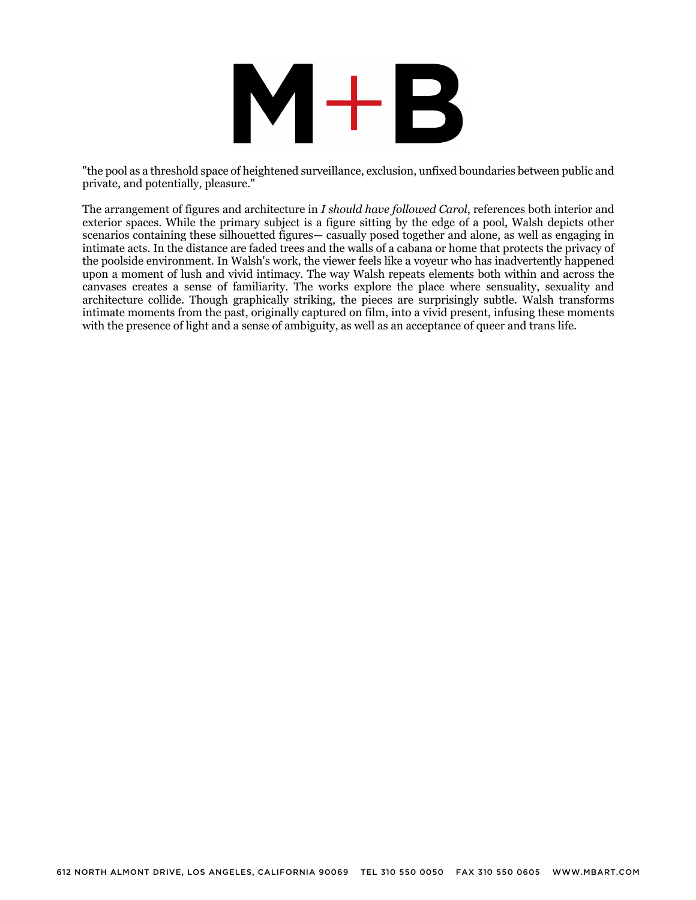"the pool as a threshold space of heightened surveillance, exclusion, unfixed boundaries between public and private, and potentially, pleasure."

The arrangement of figures and architecture in *I should have followed Carol*, references both interior and exterior spaces. While the primary subject is a figure sitting by the edge of a pool, Walsh depicts other scenarios containing these silhouetted figures— casually posed together and alone, as well as engaging in intimate acts. In the distance are faded trees and the walls of a cabana or home that protects the privacy of the poolside environment. In Walsh's work, the viewer feels like a voyeur who has inadvertently happened upon a moment of lush and vivid intimacy. The way Walsh repeats elements both within and across the canvases creates a sense of familiarity. The works explore the place where sensuality, sexuality and architecture collide. Though graphically striking, the pieces are surprisingly subtle. Walsh transforms intimate moments from the past, originally captured on film, into a vivid present, infusing these moments with the presence of light and a sense of ambiguity, as well as an acceptance of queer and trans life.